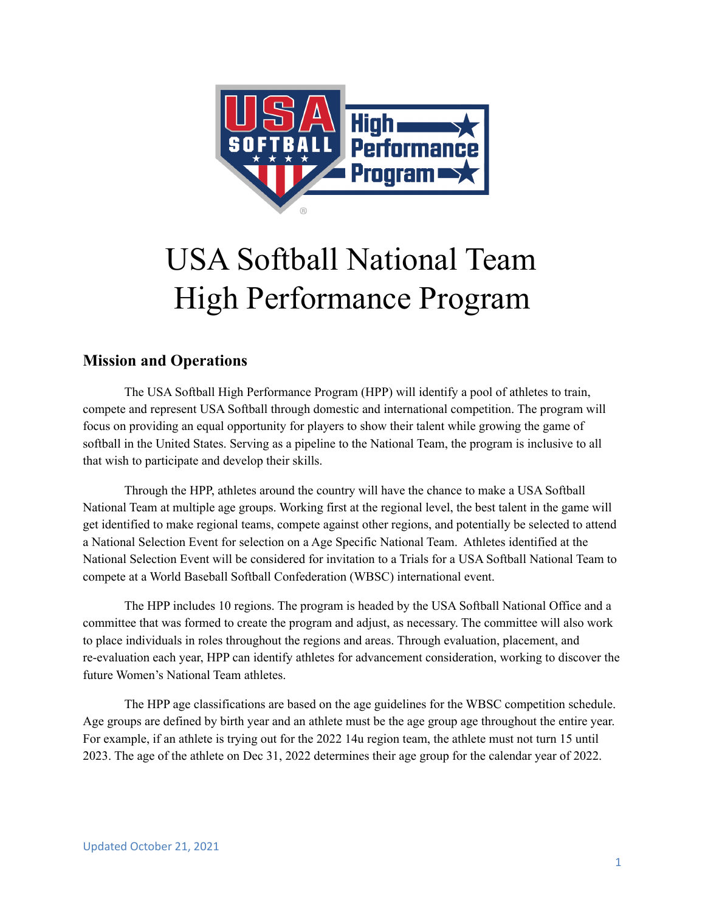# USA Softball National Team High Performance Program

## Mission and Operations

The USA Softball High Performance Program (HPP) will identify a pool of athletes to train, compete and represent USA Softball through domestic and international competition. The program will focus on providing an equal opportunity for players to show their talent while growing the game of softball in the United States. Serving as a pipeline to the National Team, the program is inclusive to all that wish to participate and develop their skills.

Through the HPP, athletes around the country will have the chance to make a USA Softball National Team at multiple age groups. Working first at the regional level, the best talent in the game will get identified to make regional teams, compete against other regions, and potentially be selected to attend a National Selection Event for selection on a Age Specific National Team. Athletes identified at the National Selection Event will be considered for invitation to a Trials for a USA Softball National Team to compete at a World Baseball Softball Confederation (WBSC) international event.

The HPP includes 10 regions. The program is headed by the USA Softball National Office and a committee that was formed to create the program and adjust, as necessary. The committee will also work to place individuals in roles throughout the regions and areas. Through evaluation, placement, and re-evaluation each year, HPP can identify athletes for advancement consideration, working to discover the future Women's National Team athletes.

The HPP age classifications are based on the age guidelines for the WBSC competition schedule. Age groups are defined by birth year and an athlete must be the age group age throughout the entire year. For example, if an athlete is trying out for the 2022 14u region team, the athlete must not turn 15 until 2023. The age of the athlete on Dec 31, 2022 determines their age group for the calendar year of 2022.

Updated October 21, 2021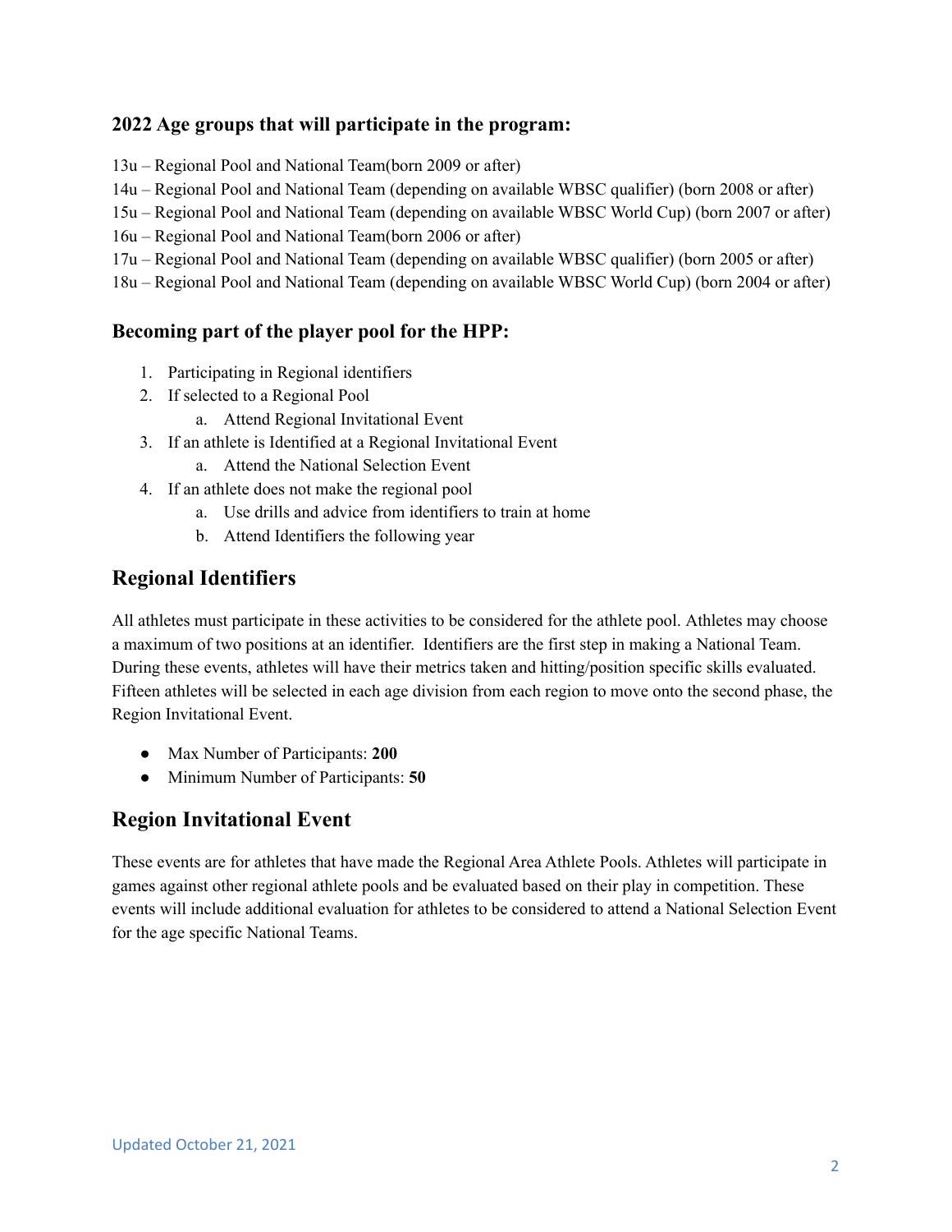### 2022 Age groups that will participate in the program:

13u – Regional Pool and National Team(born 2009 or after)
14u – Regional Pool and National Team (depending on available WBSC qualifier) (born 2008 or after)
15u – Regional Pool and National Team (depending on available WBSC World Cup) (born 2007 or after)
16u – Regional Pool and National Team(born 2006 or after)
17u – Regional Pool and National Team (depending on available WBSC qualifier) (born 2005 or after)
18u – Regional Pool and National Team (depending on available WBSC World Cup) (born 2004 or after)

### Becoming part of the player pool for the HPP:

1. Participating in Regional identifiers
2. If selected to a Regional Pool
    a. Attend Regional Invitational Event
3. If an athlete is Identified at a Regional Invitational Event
    a. Attend the National Selection Event
4. If an athlete does not make the regional pool
    a. Use drills and advice from identifiers to train at home
    b. Attend Identifiers the following year

## Regional Identifiers

All athletes must participate in these activities to be considered for the athlete pool. Athletes may choose a maximum of two positions at an identifier. Identifiers are the first step in making a National Team. During these events, athletes will have their metrics taken and hitting/position specific skills evaluated. Fifteen athletes will be selected in each age division from each region to move onto the second phase, the Region Invitational Event.

- Max Number of Participants: **200**
- Minimum Number of Participants: **50**

## Region Invitational Event

These events are for athletes that have made the Regional Area Athlete Pools. Athletes will participate in games against other regional athlete pools and be evaluated based on their play in competition. These events will include additional evaluation for athletes to be considered to attend a National Selection Event for the age specific National Teams.

Updated October 21, 2021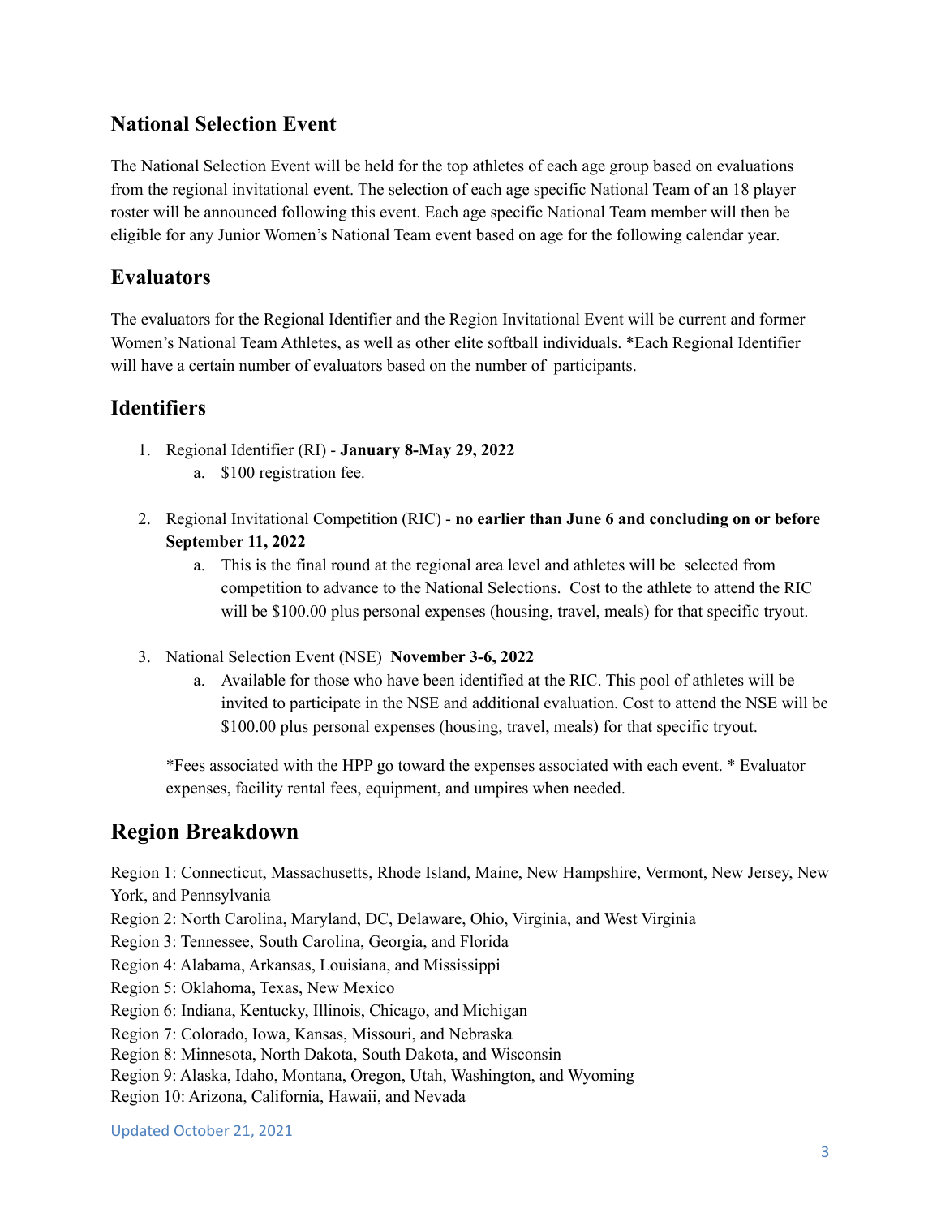## National Selection Event

The National Selection Event will be held for the top athletes of each age group based on evaluations from the regional invitational event. The selection of each age specific National Team of an 18 player roster will be announced following this event. Each age specific National Team member will then be eligible for any Junior Women's National Team event based on age for the following calendar year.

## Evaluators

The evaluators for the Regional Identifier and the Region Invitational Event will be current and former Women's National Team Athletes, as well as other elite softball individuals. *Each Regional Identifier will have a certain number of evaluators based on the number of participants.

## Identifiers

1. Regional Identifier (RI) - **January 8-May 29, 2022**
   a. $100 registration fee.

2. Regional Invitational Competition (RIC) - **no earlier than June 6 and concluding on or before September 11, 2022**
   a. This is the final round at the regional area level and athletes will be selected from competition to advance to the National Selections. Cost to the athlete to attend the RIC will be $100.00 plus personal expenses (housing, travel, meals) for that specific tryout.

3. National Selection Event (NSE) **November 3-6, 2022**
   a. Available for those who have been identified at the RIC. This pool of athletes will be invited to participate in the NSE and additional evaluation. Cost to attend the NSE will be $100.00 plus personal expenses (housing, travel, meals) for that specific tryout.

*Fees associated with the HPP go toward the expenses associated with each event. * Evaluator expenses, facility rental fees, equipment, and umpires when needed.

## Region Breakdown

Region 1: Connecticut, Massachusetts, Rhode Island, Maine, New Hampshire, Vermont, New Jersey, New York, and Pennsylvania
Region 2: North Carolina, Maryland, DC, Delaware, Ohio, Virginia, and West Virginia
Region 3: Tennessee, South Carolina, Georgia, and Florida
Region 4: Alabama, Arkansas, Louisiana, and Mississippi
Region 5: Oklahoma, Texas, New Mexico
Region 6: Indiana, Kentucky, Illinois, Chicago, and Michigan
Region 7: Colorado, Iowa, Kansas, Missouri, and Nebraska
Region 8: Minnesota, North Dakota, South Dakota, and Wisconsin
Region 9: Alaska, Idaho, Montana, Oregon, Utah, Washington, and Wyoming
Region 10: Arizona, California, Hawaii, and Nevada

Updated October 21, 2021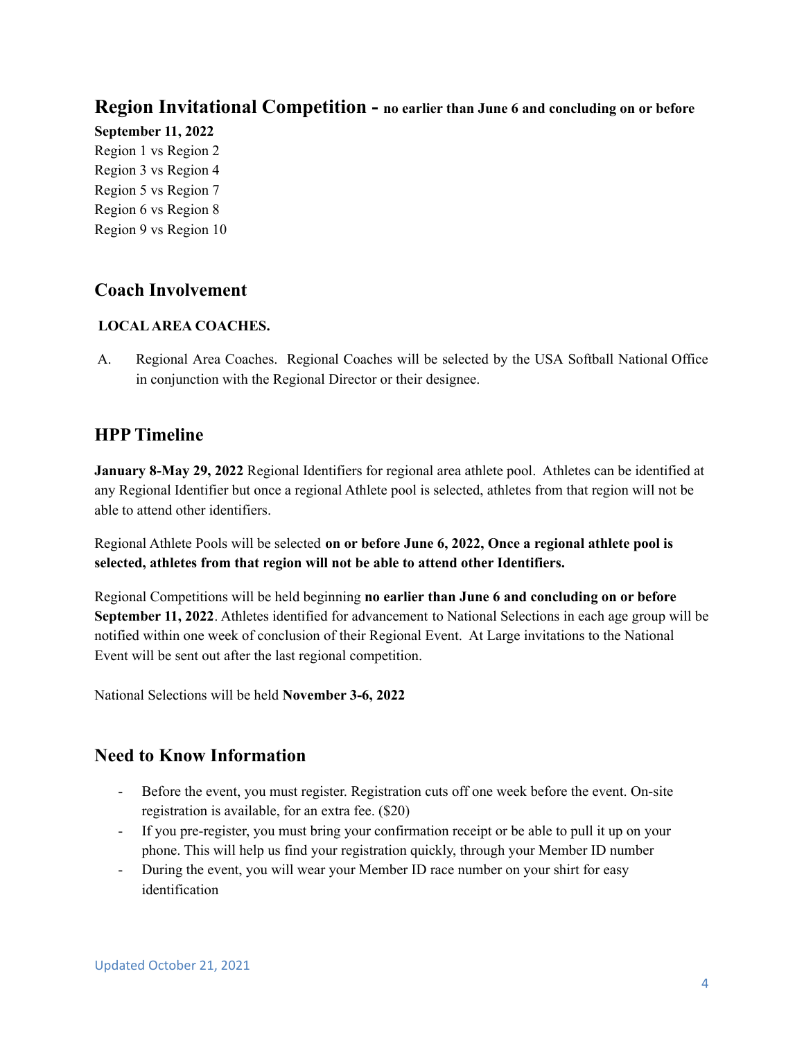## Region Invitational Competition - **no earlier than June 6 and concluding on or before September 11, 2022**

Region 1 vs Region 2
Region 3 vs Region 4
Region 5 vs Region 7
Region 6 vs Region 8
Region 9 vs Region 10

## Coach Involvement

**LOCAL AREA COACHES.**

A. Regional Area Coaches. Regional Coaches will be selected by the USA Softball National Office in conjunction with the Regional Director or their designee.

## HPP Timeline

**January 8-May 29, 2022** Regional Identifiers for regional area athlete pool. Athletes can be identified at any Regional Identifier but once a regional Athlete pool is selected, athletes from that region will not be able to attend other identifiers.

Regional Athlete Pools will be selected **on or before June 6, 2022, Once a regional athlete pool is selected, athletes from that region will not be able to attend other Identifiers.**

Regional Competitions will be held beginning **no earlier than June 6 and concluding on or before September 11, 2022**. Athletes identified for advancement to National Selections in each age group will be notified within one week of conclusion of their Regional Event. At Large invitations to the National Event will be sent out after the last regional competition.

National Selections will be held **November 3-6, 2022**

## Need to Know Information

- Before the event, you must register. Registration cuts off one week before the event. On-site registration is available, for an extra fee. ($20)
- If you pre-register, you must bring your confirmation receipt or be able to pull it up on your phone. This will help us find your registration quickly, through your Member ID number
- During the event, you will wear your Member ID race number on your shirt for easy identification

Updated October 21, 2021